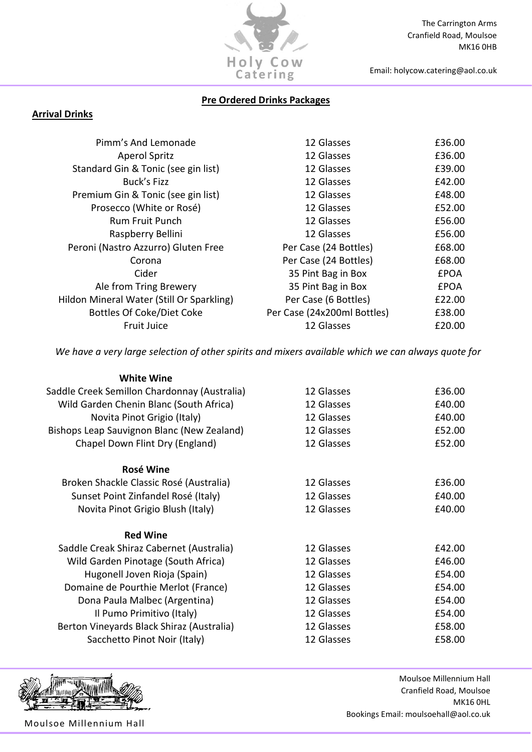Holy Cow Catering

The Carrington Arms
Cranfield Road, Moulsoe
MK16 0HB

Email: holycow.catering@aol.co.uk

## Pre Ordered Drinks Packages

### Arrival Drinks

| | | |
|---|---|---|
| Pimm's And Lemonade | 12 Glasses | £36.00 |
| Aperol Spritz | 12 Glasses | £36.00 |
| Standard Gin & Tonic (see gin list) | 12 Glasses | £39.00 |
| Buck's Fizz | 12 Glasses | £42.00 |
| Premium Gin & Tonic (see gin list) | 12 Glasses | £48.00 |
| Prosecco (White or Rosé) | 12 Glasses | £52.00 |
| Rum Fruit Punch | 12 Glasses | £56.00 |
| Raspberry Bellini | 12 Glasses | £56.00 |
| Peroni (Nastro Azzurro) Gluten Free | Per Case (24 Bottles) | £68.00 |
| Corona | Per Case (24 Bottles) | £68.00 |
| Cider | 35 Pint Bag in Box | £POA |
| Ale from Tring Brewery | 35 Pint Bag in Box | £POA |
| Hildon Mineral Water (Still Or Sparkling) | Per Case (6 Bottles) | £22.00 |
| Bottles Of Coke/Diet Coke | Per Case (24x200ml Bottles) | £38.00 |
| Fruit Juice | 12 Glasses | £20.00 |

*We have a very large selection of other spirits and mixers available which we can always quote for*

**White Wine**

| | | |
|---|---|---|
| Saddle Creek Semillon Chardonnay (Australia) | 12 Glasses | £36.00 |
| Wild Garden Chenin Blanc (South Africa) | 12 Glasses | £40.00 |
| Novita Pinot Grigio (Italy) | 12 Glasses | £40.00 |
| Bishops Leap Sauvignon Blanc (New Zealand) | 12 Glasses | £52.00 |
| Chapel Down Flint Dry (England) | 12 Glasses | £52.00 |

**Rosé Wine**

| | | |
|---|---|---|
| Broken Shackle Classic Rosé (Australia) | 12 Glasses | £36.00 |
| Sunset Point Zinfandel Rosé (Italy) | 12 Glasses | £40.00 |
| Novita Pinot Grigio Blush (Italy) | 12 Glasses | £40.00 |

**Red Wine**

| | | |
|---|---|---|
| Saddle Creak Shiraz Cabernet (Australia) | 12 Glasses | £42.00 |
| Wild Garden Pinotage (South Africa) | 12 Glasses | £46.00 |
| Hugonell Joven Rioja (Spain) | 12 Glasses | £54.00 |
| Domaine de Pourthie Merlot (France) | 12 Glasses | £54.00 |
| Dona Paula Malbec (Argentina) | 12 Glasses | £54.00 |
| Il Pumo Primitivo (Italy) | 12 Glasses | £54.00 |
| Berton Vineyards Black Shiraz (Australia) | 12 Glasses | £58.00 |
| Sacchetto Pinot Noir (Italy) | 12 Glasses | £58.00 |

Moulsoe Millennium Hall

Moulsoe Millennium Hall
Cranfield Road, Moulsoe
MK16 0HL
Bookings Email: moulsoehall@aol.co.uk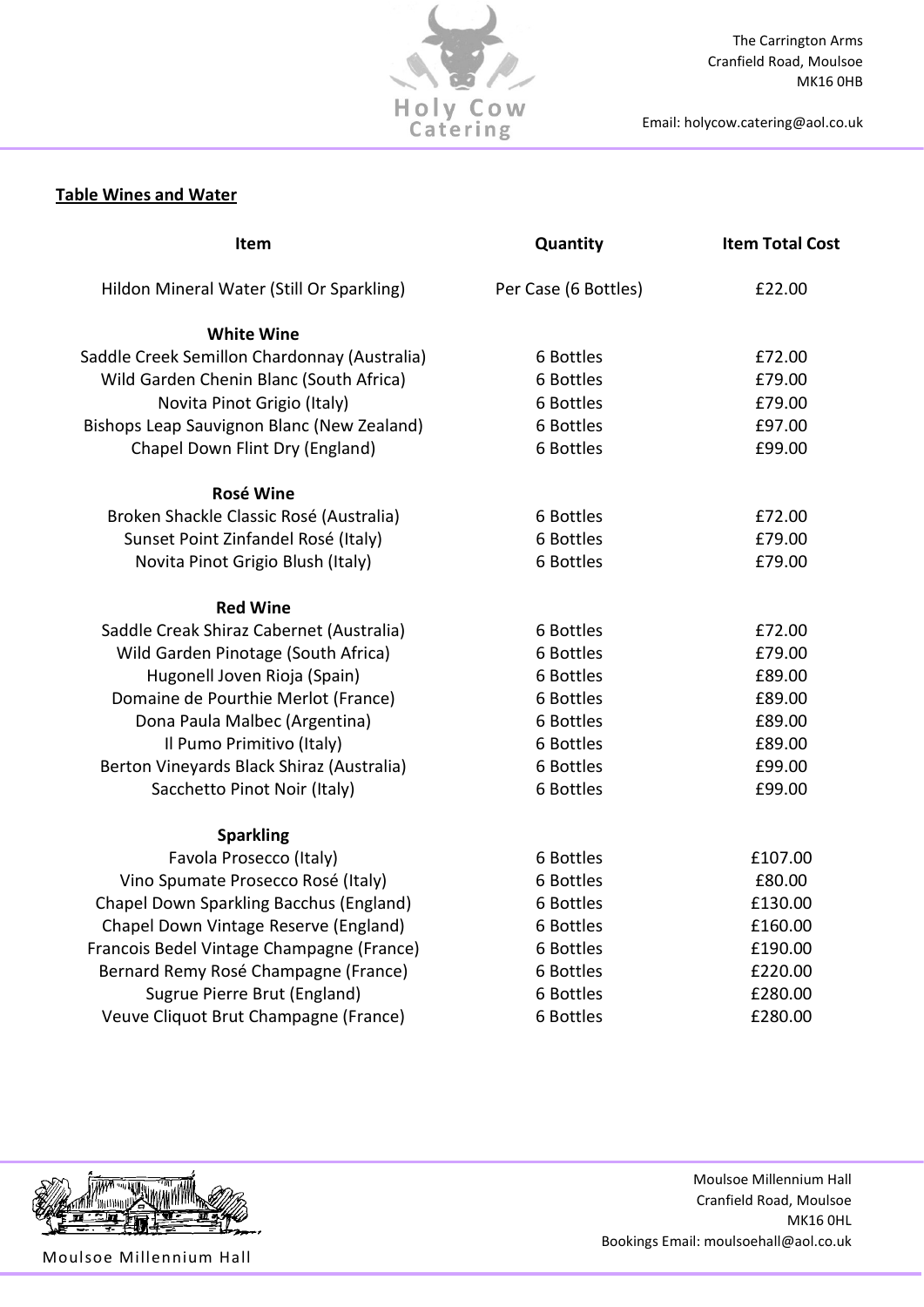## Table Wines and Water

| Item | Quantity | Item Total Cost |
|---|---|---|
| Hildon Mineral Water (Still Or Sparkling) | Per Case (6 Bottles) | £22.00 |
| **White Wine** | | |
| Saddle Creek Semillon Chardonnay (Australia) | 6 Bottles | £72.00 |
| Wild Garden Chenin Blanc (South Africa) | 6 Bottles | £79.00 |
| Novita Pinot Grigio (Italy) | 6 Bottles | £79.00 |
| Bishops Leap Sauvignon Blanc (New Zealand) | 6 Bottles | £97.00 |
| Chapel Down Flint Dry (England) | 6 Bottles | £99.00 |
| **Rosé Wine** | | |
| Broken Shackle Classic Rosé (Australia) | 6 Bottles | £72.00 |
| Sunset Point Zinfandel Rosé (Italy) | 6 Bottles | £79.00 |
| Novita Pinot Grigio Blush (Italy) | 6 Bottles | £79.00 |
| **Red Wine** | | |
| Saddle Creak Shiraz Cabernet (Australia) | 6 Bottles | £72.00 |
| Wild Garden Pinotage (South Africa) | 6 Bottles | £79.00 |
| Hugonell Joven Rioja (Spain) | 6 Bottles | £89.00 |
| Domaine de Pourthie Merlot (France) | 6 Bottles | £89.00 |
| Dona Paula Malbec (Argentina) | 6 Bottles | £89.00 |
| Il Pumo Primitivo (Italy) | 6 Bottles | £89.00 |
| Berton Vineyards Black Shiraz (Australia) | 6 Bottles | £99.00 |
| Sacchetto Pinot Noir (Italy) | 6 Bottles | £99.00 |
| **Sparkling** | | |
| Favola Prosecco (Italy) | 6 Bottles | £107.00 |
| Vino Spumate Prosecco Rosé (Italy) | 6 Bottles | £80.00 |
| Chapel Down Sparkling Bacchus (England) | 6 Bottles | £130.00 |
| Chapel Down Vintage Reserve (England) | 6 Bottles | £160.00 |
| Francois Bedel Vintage Champagne (France) | 6 Bottles | £190.00 |
| Bernard Remy Rosé Champagne (France) | 6 Bottles | £220.00 |
| Sugrue Pierre Brut (England) | 6 Bottles | £280.00 |
| Veuve Cliquot Brut Champagne (France) | 6 Bottles | £280.00 |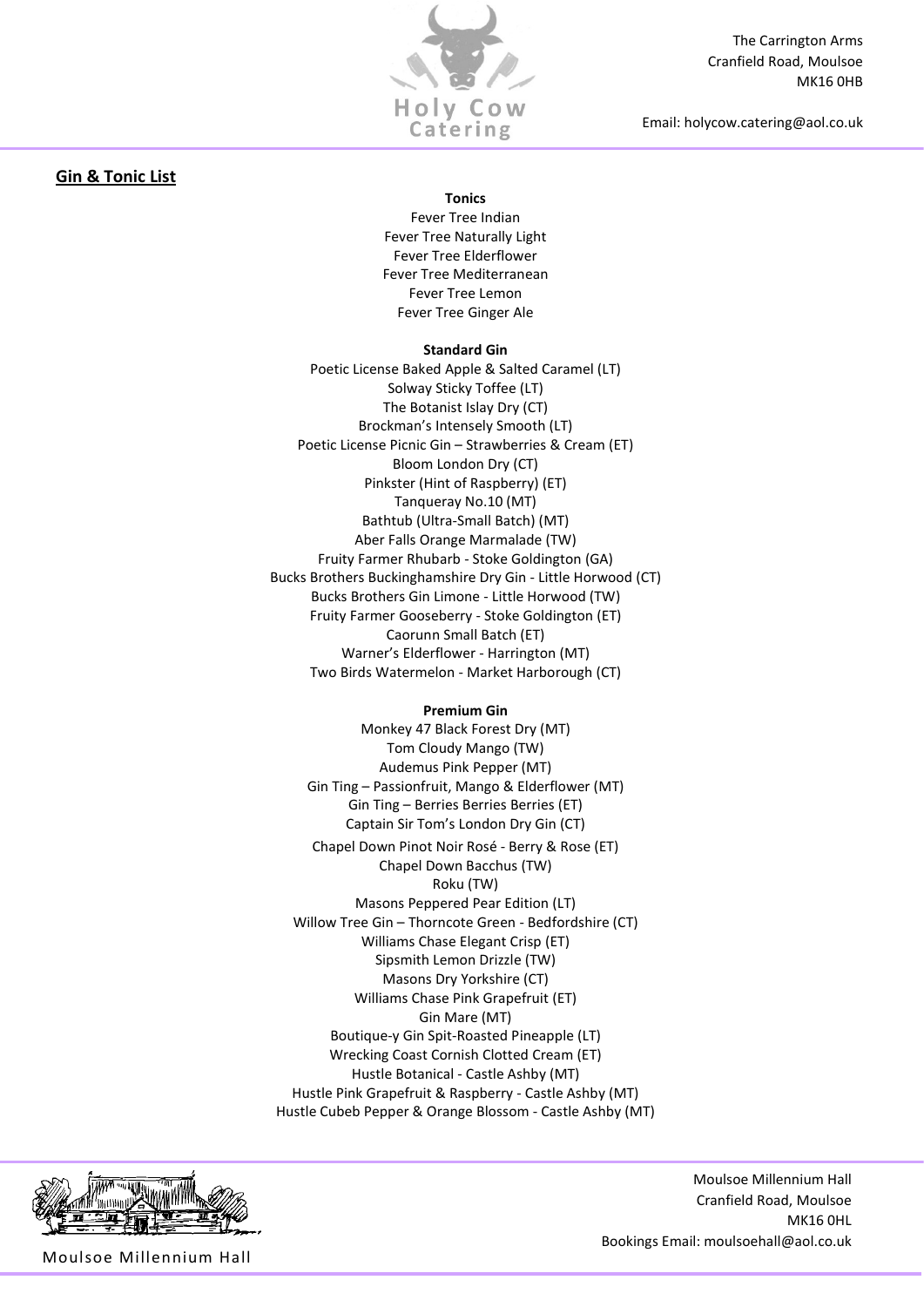The Carrington Arms
Cranfield Road, Moulsoe
MK16 0HB

Email: holycow.catering@aol.co.uk

## Gin & Tonic List

**Tonics**

Fever Tree Indian
Fever Tree Naturally Light
Fever Tree Elderflower
Fever Tree Mediterranean
Fever Tree Lemon
Fever Tree Ginger Ale

**Standard Gin**

Poetic License Baked Apple & Salted Caramel (LT)
Solway Sticky Toffee (LT)
The Botanist Islay Dry (CT)
Brockman's Intensely Smooth (LT)
Poetic License Picnic Gin – Strawberries & Cream (ET)
Bloom London Dry (CT)
Pinkster (Hint of Raspberry) (ET)
Tanqueray No.10 (MT)
Bathtub (Ultra-Small Batch) (MT)
Aber Falls Orange Marmalade (TW)
Fruity Farmer Rhubarb - Stoke Goldington (GA)
Bucks Brothers Buckinghamshire Dry Gin - Little Horwood (CT)
Bucks Brothers Gin Limone - Little Horwood (TW)
Fruity Farmer Gooseberry - Stoke Goldington (ET)
Caorunn Small Batch (ET)
Warner's Elderflower - Harrington (MT)
Two Birds Watermelon - Market Harborough (CT)

**Premium Gin**

Monkey 47 Black Forest Dry (MT)
Tom Cloudy Mango (TW)
Audemus Pink Pepper (MT)
Gin Ting – Passionfruit, Mango & Elderflower (MT)
Gin Ting – Berries Berries Berries (ET)
Captain Sir Tom's London Dry Gin (CT)
Chapel Down Pinot Noir Rosé - Berry & Rose (ET)
Chapel Down Bacchus (TW)
Roku (TW)
Masons Peppered Pear Edition (LT)
Willow Tree Gin – Thorncote Green - Bedfordshire (CT)
Williams Chase Elegant Crisp (ET)
Sipsmith Lemon Drizzle (TW)
Masons Dry Yorkshire (CT)
Williams Chase Pink Grapefruit (ET)
Gin Mare (MT)
Boutique-y Gin Spit-Roasted Pineapple (LT)
Wrecking Coast Cornish Clotted Cream (ET)
Hustle Botanical - Castle Ashby (MT)
Hustle Pink Grapefruit & Raspberry - Castle Ashby (MT)
Hustle Cubeb Pepper & Orange Blossom - Castle Ashby (MT)

Moulsoe Millennium Hall

Moulsoe Millennium Hall
Cranfield Road, Moulsoe
MK16 0HL
Bookings Email: moulsoehall@aol.co.uk